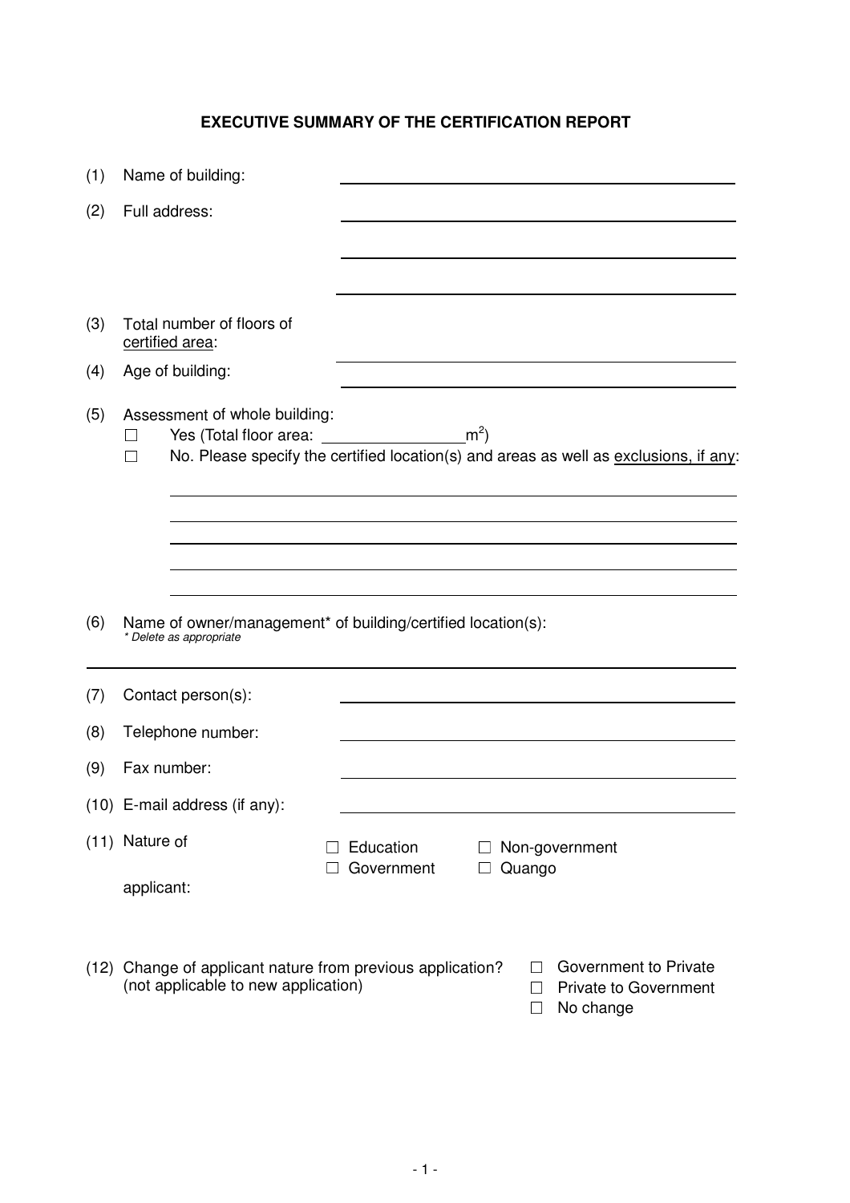## EXECUTIVE SUMMARY OF THE CERTIFICATION REPORT

(1) Name of building: ______________________________

(2) Full address: ______________________________

______________________________

______________________________

(3) Total number of floors of certified area: ______________________________

(4) Age of building: ______________________________

(5) Assessment of whole building:

☐ Yes (Total floor area: ______________ $m^2$)

☐ No. Please specify the certified location(s) and areas as well as exclusions, if any:

______________________________

______________________________

______________________________

______________________________

______________________________

(6) Name of owner/management* of building/certified location(s):

*\* Delete as appropriate*

______________________________

(7) Contact person(s): ______________________________

(8) Telephone number: ______________________________

(9) Fax number: ______________________________

(10) E-mail address (if any): ______________________________

(11) Nature of applicant:

☐ Education ☐ Non-government

☐ Government ☐ Quango

(12) Change of applicant nature from previous application? (not applicable to new application)

☐ Government to Private

☐ Private to Government

☐ No change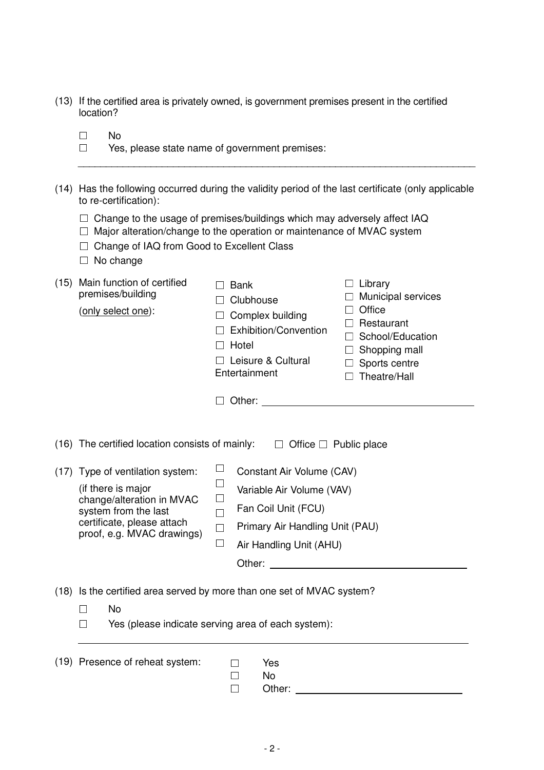(13) If the certified area is privately owned, is government premises present in the certified location?

☐ No
☐ Yes, please state name of government premises:

\_\_\_\_\_\_\_\_\_\_\_\_\_\_\_\_\_\_\_\_\_\_\_\_\_\_\_\_\_\_\_\_\_\_\_\_\_\_\_\_\_\_\_\_\_\_\_\_\_\_\_\_\_\_\_\_\_\_\_\_\_\_\_\_\_\_\_\_\_\_

(14) Has the following occurred during the validity period of the last certificate (only applicable to re-certification):

☐ Change to the usage of premises/buildings which may adversely affect IAQ
☐ Major alteration/change to the operation or maintenance of MVAC system
☐ Change of IAQ from Good to Excellent Class
☐ No change

(15) Main function of certified premises/building (only select one):

☐ Bank
☐ Clubhouse
☐ Complex building
☐ Exhibition/Convention
☐ Hotel
☐ Leisure & Cultural Entertainment
☐ Library
☐ Municipal services
☐ Office
☐ Restaurant
☐ School/Education
☐ Shopping mall
☐ Sports centre
☐ Theatre/Hall
☐ Other: \_\_\_\_\_\_\_\_\_\_\_\_\_\_\_\_\_\_\_\_\_\_\_\_\_\_\_\_

(16) The certified location consists of mainly: ☐ Office ☐ Public place

(17) Type of ventilation system:
(if there is major change/alteration in MVAC system from the last certificate, please attach proof, e.g. MVAC drawings)

☐ Constant Air Volume (CAV)
☐ Variable Air Volume (VAV)
☐ Fan Coil Unit (FCU)
☐ Primary Air Handling Unit (PAU)
☐ Air Handling Unit (AHU)
☐ Other: \_\_\_\_\_\_\_\_\_\_\_\_\_\_\_\_\_\_\_\_\_\_\_\_\_\_\_\_

(18) Is the certified area served by more than one set of MVAC system?

☐ No
☐ Yes (please indicate serving area of each system):

\_\_\_\_\_\_\_\_\_\_\_\_\_\_\_\_\_\_\_\_\_\_\_\_\_\_\_\_\_\_\_\_\_\_\_\_\_\_\_\_\_\_\_\_\_\_\_\_\_\_\_\_\_\_\_\_\_\_\_\_\_\_\_\_\_\_\_\_\_\_

(19) Presence of reheat system:

☐ Yes
☐ No
☐ Other: \_\_\_\_\_\_\_\_\_\_\_\_\_\_\_\_\_\_\_\_\_\_\_\_\_\_\_\_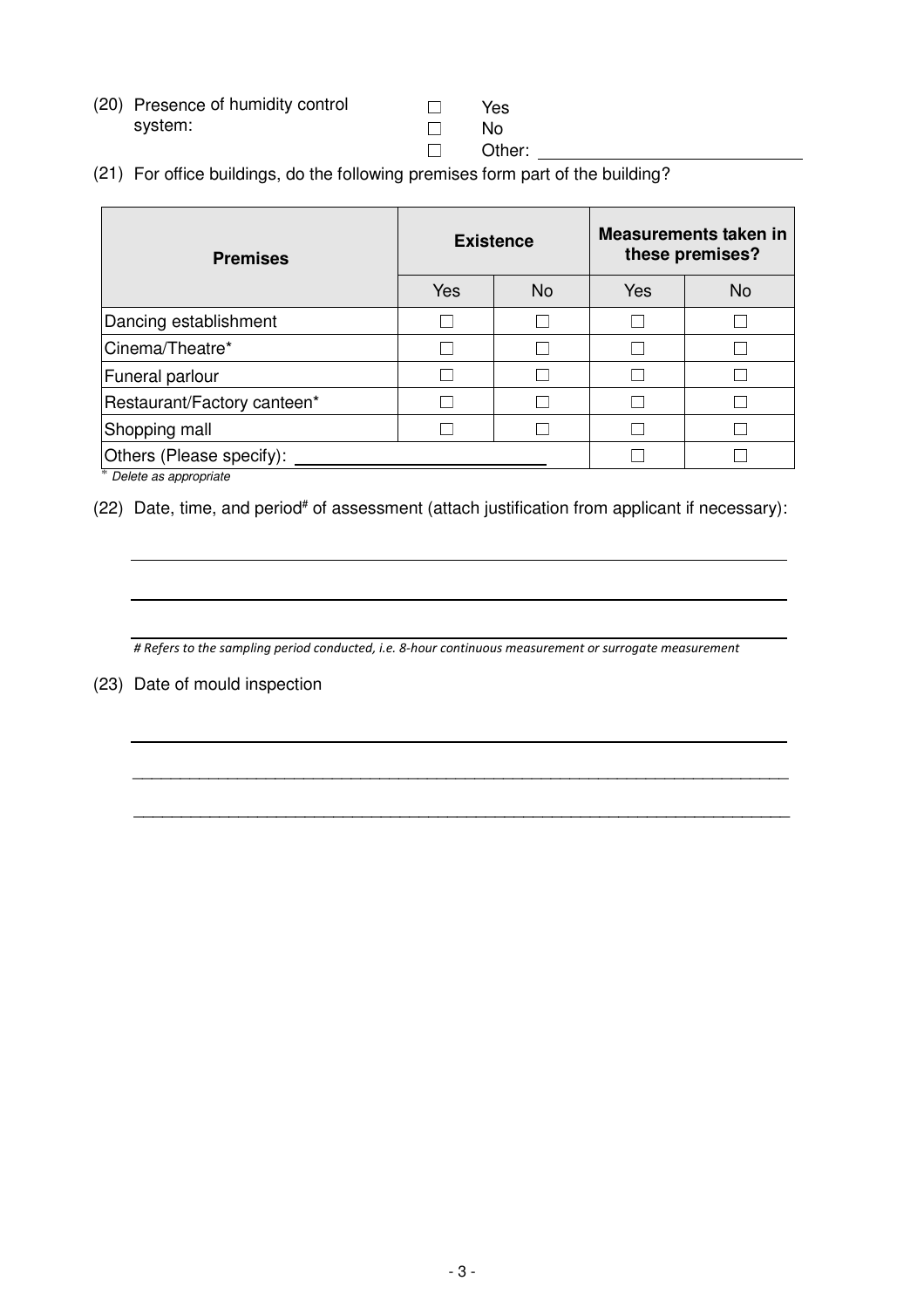(20) Presence of humidity control system:

☐ Yes
☐ No
☐ Other: ____________________________

(21) For office buildings, do the following premises form part of the building?

| Premises | Existence | | Measurements taken in these premises? | |
|---|---|---|---|---|
| | Yes | No | Yes | No |
| Dancing establishment | ☐ | ☐ | ☐ | ☐ |
| Cinema/Theatre* | ☐ | ☐ | ☐ | ☐ |
| Funeral parlour | ☐ | ☐ | ☐ | ☐ |
| Restaurant/Factory canteen* | ☐ | ☐ | ☐ | ☐ |
| Shopping mall | ☐ | ☐ | ☐ | ☐ |
| Others (Please specify): ____________________________ | | | ☐ | ☐ |

* *Delete as appropriate*

(22) Date, time, and period# of assessment (attach justification from applicant if necessary):

____________________________________________________________________________

____________________________________________________________________________

____________________________________________________________________________

*# Refers to the sampling period conducted, i.e. 8-hour continuous measurement or surrogate measurement*

(23) Date of mould inspection

____________________________________________________________________________

____________________________________________________________________________

____________________________________________________________________________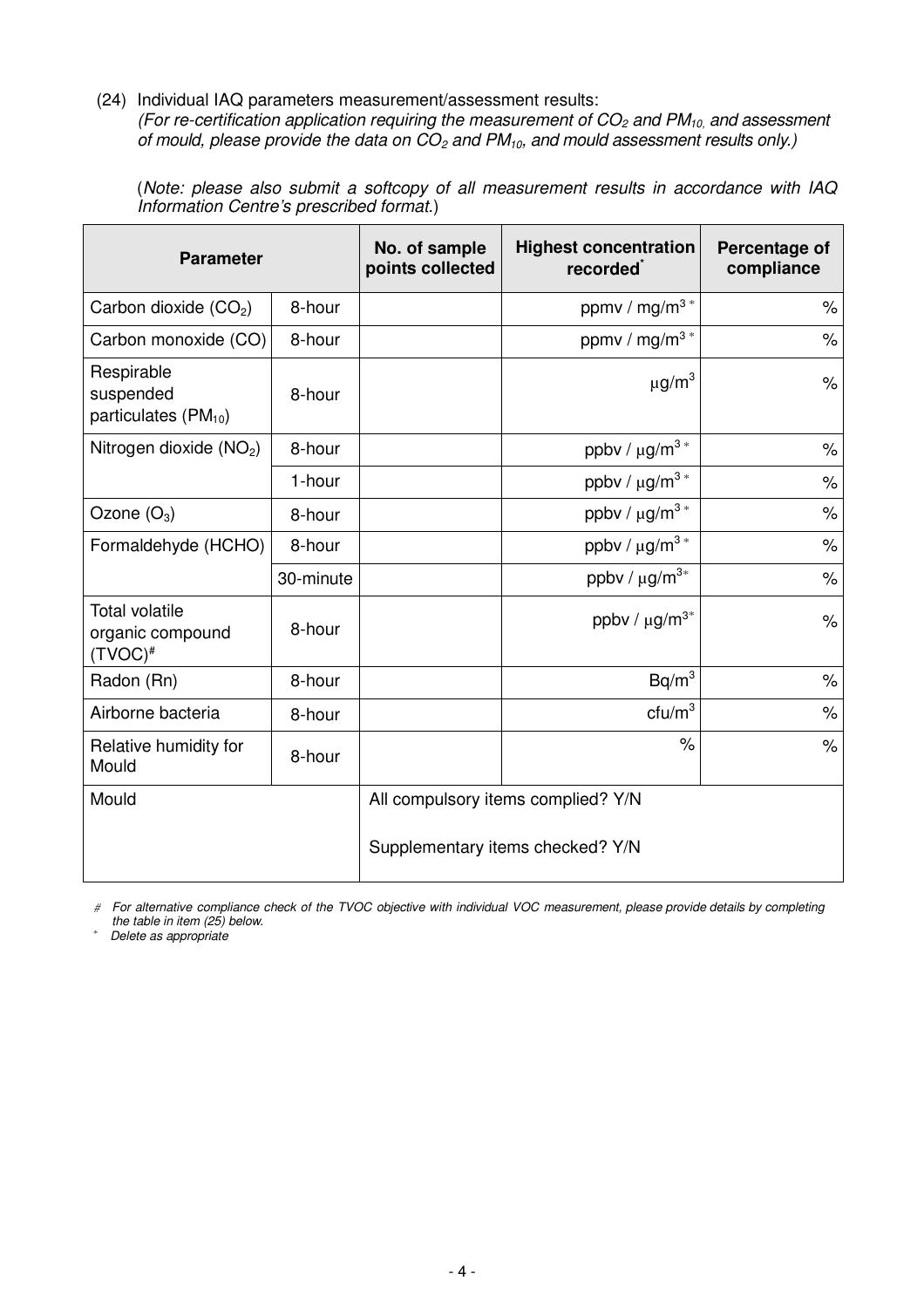(24) Individual IAQ parameters measurement/assessment results:
*(For re-certification application requiring the measurement of $CO_2$ and $PM_{10}$, and assessment of mould, please provide the data on $CO_2$ and $PM_{10}$, and mould assessment results only.)*

(*Note: please also submit a softcopy of all measurement results in accordance with IAQ Information Centre's prescribed format.*)

| **Parameter** | | **No. of sample points collected** | **Highest concentration recorded*** | **Percentage of compliance** |
|---|---|---|---|---|
| Carbon dioxide ($CO_2$) | 8-hour | | ppmv / $mg/m^3$ * | % |
| Carbon monoxide (CO) | 8-hour | | ppmv / $mg/m^3$ * | % |
| Respirable suspended particulates ($PM_{10}$) | 8-hour | | $\mu g/m^3$ | % |
| Nitrogen dioxide ($NO_2$) | 8-hour | | ppbv / $\mu g/m^3$ * | % |
| | 1-hour | | ppbv / $\mu g/m^3$ * | % |
| Ozone ($O_3$) | 8-hour | | ppbv / $\mu g/m^3$ * | % |
| Formaldehyde (HCHO) | 8-hour | | ppbv / $\mu g/m^3$ * | % |
| | 30-minute | | ppbv / $\mu g/m^3$ * | % |
| Total volatile organic compound (TVOC)# | 8-hour | | ppbv / $\mu g/m^3$ * | % |
| Radon (Rn) | 8-hour | | $Bq/m^3$ | % |
| Airborne bacteria | 8-hour | | $cfu/m^3$ | % |
| Relative humidity for Mould | 8-hour | | % | % |
| Mould | | All compulsory items complied? Y/N<br>Supplementary items checked? Y/N | | |

*# For alternative compliance check of the TVOC objective with individual VOC measurement, please provide details by completing the table in item (25) below.*

*\* Delete as appropriate*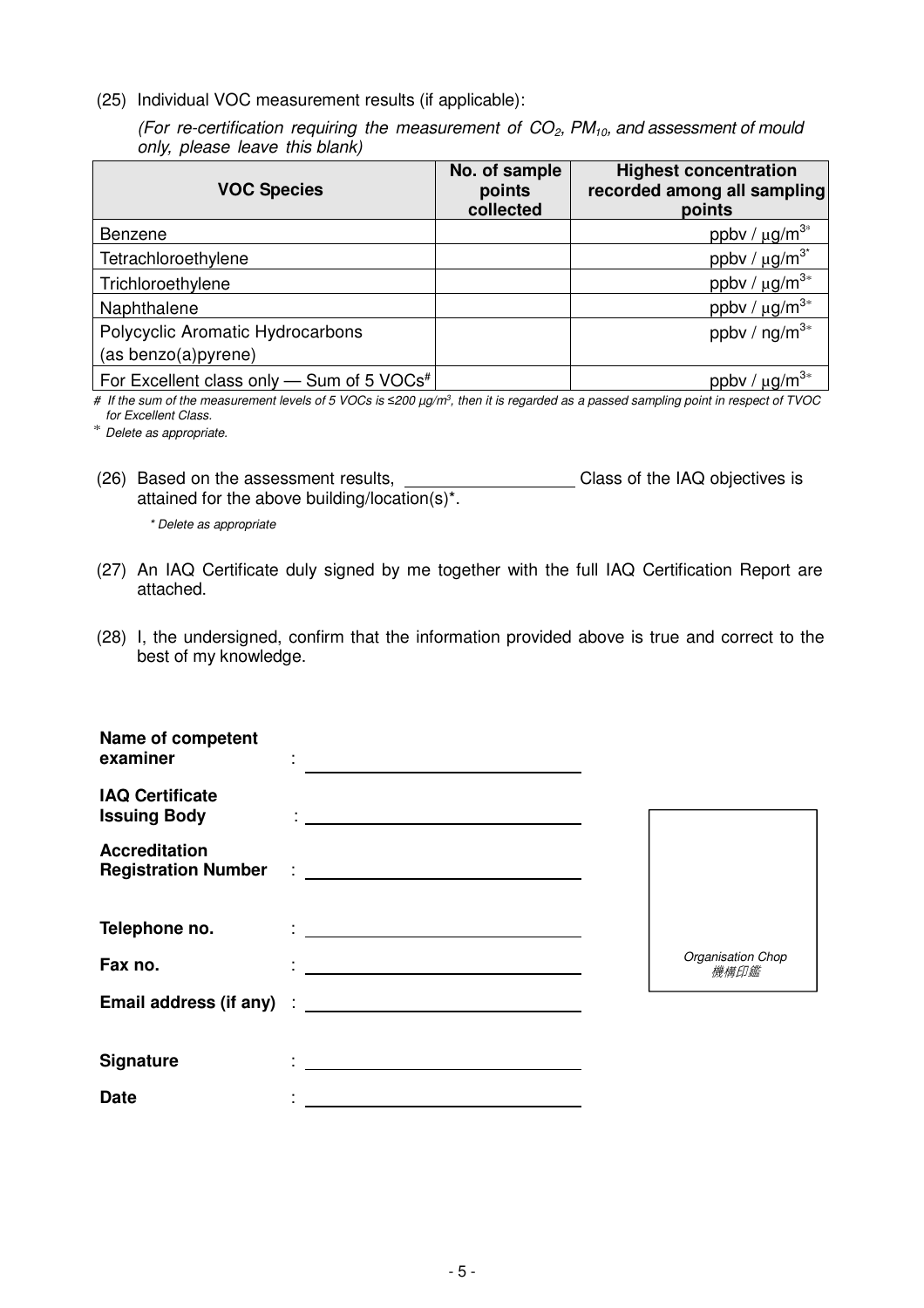(25) Individual VOC measurement results (if applicable):

*(For re-certification requiring the measurement of $CO_2$, $PM_{10}$, and assessment of mould only, please leave this blank)*

| VOC Species | No. of sample points collected | Highest concentration recorded among all sampling points |
|---|---|---|
| Benzene | | ppbv / μg/m$^3$* |
| Tetrachloroethylene | | ppbv / μg/m$^3$* |
| Trichloroethylene | | ppbv / μg/m$^3$* |
| Naphthalene | | ppbv / μg/m$^3$* |
| Polycyclic Aromatic Hydrocarbons (as benzo(a)pyrene) | | ppbv / ng/m$^3$* |
| For Excellent class only — Sum of 5 VOCs# | | ppbv / μg/m$^3$* |

*# If the sum of the measurement levels of 5 VOCs is ≤200 μg/m$^3$, then it is regarded as a passed sampling point in respect of TVOC for Excellent Class.*

*\* Delete as appropriate.*

(26) Based on the assessment results, ________________ Class of the IAQ objectives is attained for the above building/location(s)*.

*\* Delete as appropriate*

(27) An IAQ Certificate duly signed by me together with the full IAQ Certification Report are attached.

(28) I, the undersigned, confirm that the information provided above is true and correct to the best of my knowledge.

**Name of competent examiner** : ____________________

**IAQ Certificate Issuing Body** : ____________________

**Accreditation Registration Number** : ____________________

**Telephone no.** : ____________________

**Fax no.** : ____________________

**Email address (if any)** : ____________________

**Signature** : ____________________

**Date** : ____________________

*Organisation Chop 機構印鑑*